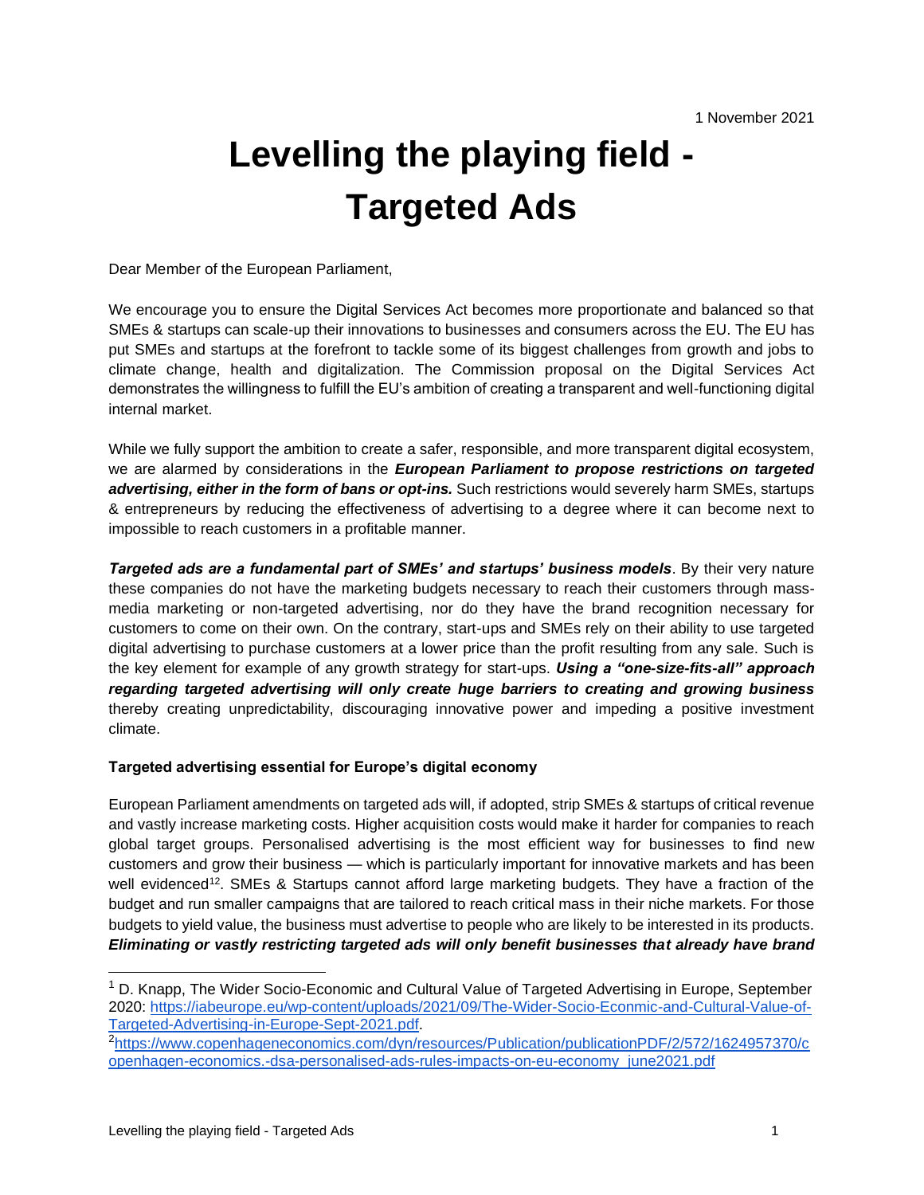1 November 2021

# Levelling the playing field - Targeted Ads

Dear Member of the European Parliament,

We encourage you to ensure the Digital Services Act becomes more proportionate and balanced so that SMEs & startups can scale-up their innovations to businesses and consumers across the EU. The EU has put SMEs and startups at the forefront to tackle some of its biggest challenges from growth and jobs to climate change, health and digitalization. The Commission proposal on the Digital Services Act demonstrates the willingness to fulfill the EU's ambition of creating a transparent and well-functioning digital internal market.

While we fully support the ambition to create a safer, responsible, and more transparent digital ecosystem, we are alarmed by considerations in the ***European Parliament to propose restrictions on targeted advertising, either in the form of bans or opt-ins.*** Such restrictions would severely harm SMEs, startups & entrepreneurs by reducing the effectiveness of advertising to a degree where it can become next to impossible to reach customers in a profitable manner.

***Targeted ads are a fundamental part of SMEs' and startups' business models***. By their very nature these companies do not have the marketing budgets necessary to reach their customers through mass-media marketing or non-targeted advertising, nor do they have the brand recognition necessary for customers to come on their own. On the contrary, start-ups and SMEs rely on their ability to use targeted digital advertising to purchase customers at a lower price than the profit resulting from any sale. Such is the key element for example of any growth strategy for start-ups. ***Using a "one-size-fits-all" approach regarding targeted advertising will only create huge barriers to creating and growing business*** thereby creating unpredictability, discouraging innovative power and impeding a positive investment climate.

**Targeted advertising essential for Europe's digital economy**

European Parliament amendments on targeted ads will, if adopted, strip SMEs & startups of critical revenue and vastly increase marketing costs. Higher acquisition costs would make it harder for companies to reach global target groups. Personalised advertising is the most efficient way for businesses to find new customers and grow their business — which is particularly important for innovative markets and has been well evidenced[1,2]. SMEs & Startups cannot afford large marketing budgets. They have a fraction of the budget and run smaller campaigns that are tailored to reach critical mass in their niche markets. For those budgets to yield value, the business must advertise to people who are likely to be interested in its products. ***Eliminating or vastly restricting targeted ads will only benefit businesses that already have brand***

---

[1] D. Knapp, The Wider Socio-Economic and Cultural Value of Targeted Advertising in Europe, September 2020: https://iabeurope.eu/wp-content/uploads/2021/09/The-Wider-Socio-Econmic-and-Cultural-Value-of-Targeted-Advertising-in-Europe-Sept-2021.pdf.

[2] https://www.copenhageneconomics.com/dyn/resources/Publication/publicationPDF/2/572/1624957370/copenhagen-economics.-dsa-personalised-ads-rules-impacts-on-eu-economy_june2021.pdf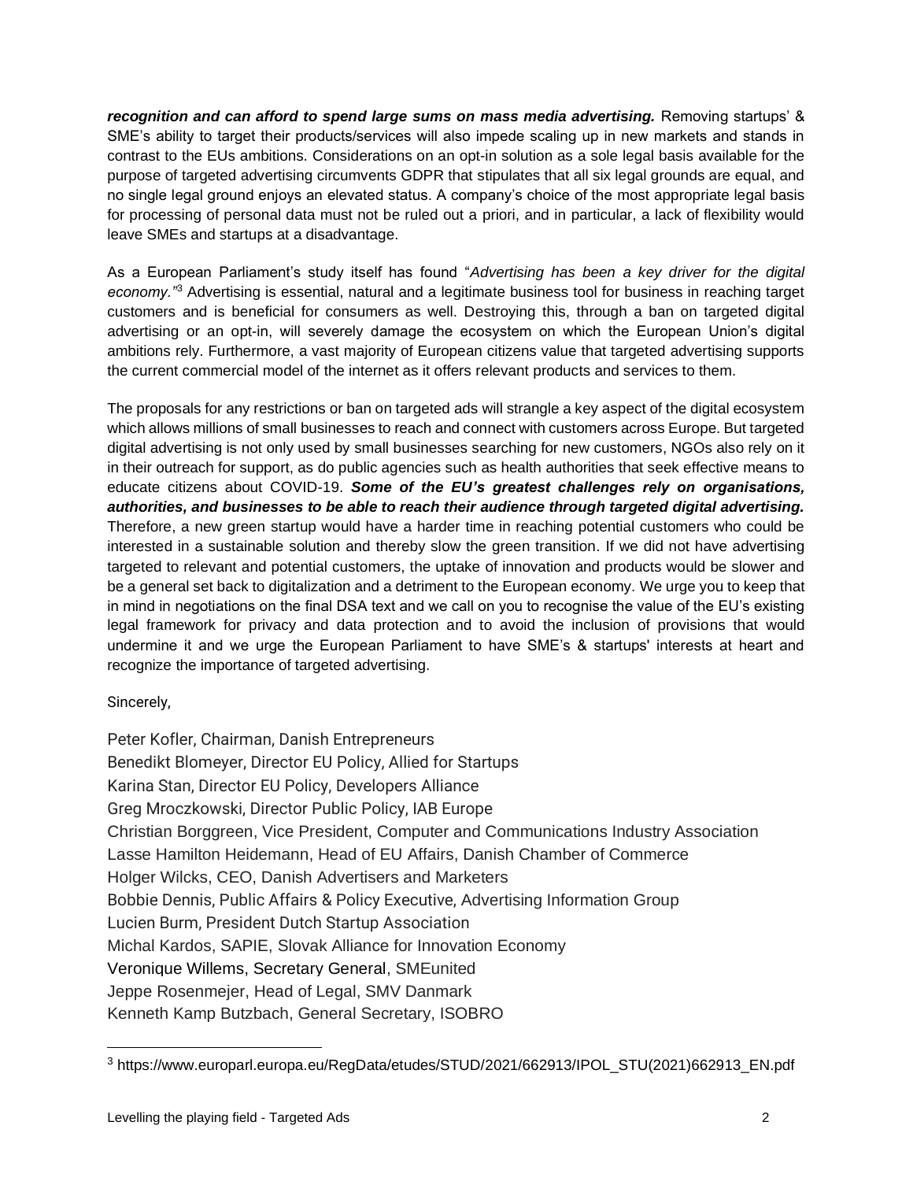***recognition and can afford to spend large sums on mass media advertising.*** Removing startups' & SME's ability to target their products/services will also impede scaling up in new markets and stands in contrast to the EUs ambitions. Considerations on an opt-in solution as a sole legal basis available for the purpose of targeted advertising circumvents GDPR that stipulates that all six legal grounds are equal, and no single legal ground enjoys an elevated status. A company's choice of the most appropriate legal basis for processing of personal data must not be ruled out a priori, and in particular, a lack of flexibility would leave SMEs and startups at a disadvantage.

As a European Parliament's study itself has found "*Advertising has been a key driver for the digital economy.*"[3] Advertising is essential, natural and a legitimate business tool for business in reaching target customers and is beneficial for consumers as well. Destroying this, through a ban on targeted digital advertising or an opt-in, will severely damage the ecosystem on which the European Union's digital ambitions rely. Furthermore, a vast majority of European citizens value that targeted advertising supports the current commercial model of the internet as it offers relevant products and services to them.

The proposals for any restrictions or ban on targeted ads will strangle a key aspect of the digital ecosystem which allows millions of small businesses to reach and connect with customers across Europe. But targeted digital advertising is not only used by small businesses searching for new customers, NGOs also rely on it in their outreach for support, as do public agencies such as health authorities that seek effective means to educate citizens about COVID-19. ***Some of the EU's greatest challenges rely on organisations, authorities, and businesses to be able to reach their audience through targeted digital advertising.*** Therefore, a new green startup would have a harder time in reaching potential customers who could be interested in a sustainable solution and thereby slow the green transition. If we did not have advertising targeted to relevant and potential customers, the uptake of innovation and products would be slower and be a general set back to digitalization and a detriment to the European economy. We urge you to keep that in mind in negotiations on the final DSA text and we call on you to recognise the value of the EU's existing legal framework for privacy and data protection and to avoid the inclusion of provisions that would undermine it and we urge the European Parliament to have SME's & startups' interests at heart and recognize the importance of targeted advertising.

Sincerely,

Peter Kofler, Chairman, Danish Entrepreneurs
Benedikt Blomeyer, Director EU Policy, Allied for Startups
Karina Stan, Director EU Policy, Developers Alliance
Greg Mroczkowski, Director Public Policy, IAB Europe
Christian Borggreen, Vice President, Computer and Communications Industry Association
Lasse Hamilton Heidemann, Head of EU Affairs, Danish Chamber of Commerce
Holger Wilcks, CEO, Danish Advertisers and Marketers
Bobbie Dennis, Public Affairs & Policy Executive, Advertising Information Group
Lucien Burm, President Dutch Startup Association
Michal Kardos, SAPIE, Slovak Alliance for Innovation Economy
Veronique Willems, Secretary General, SMEunited
Jeppe Rosenmejer, Head of Legal, SMV Danmark
Kenneth Kamp Butzbach, General Secretary, ISOBRO

[3] https://www.europarl.europa.eu/RegData/etudes/STUD/2021/662913/IPOL_STU(2021)662913_EN.pdf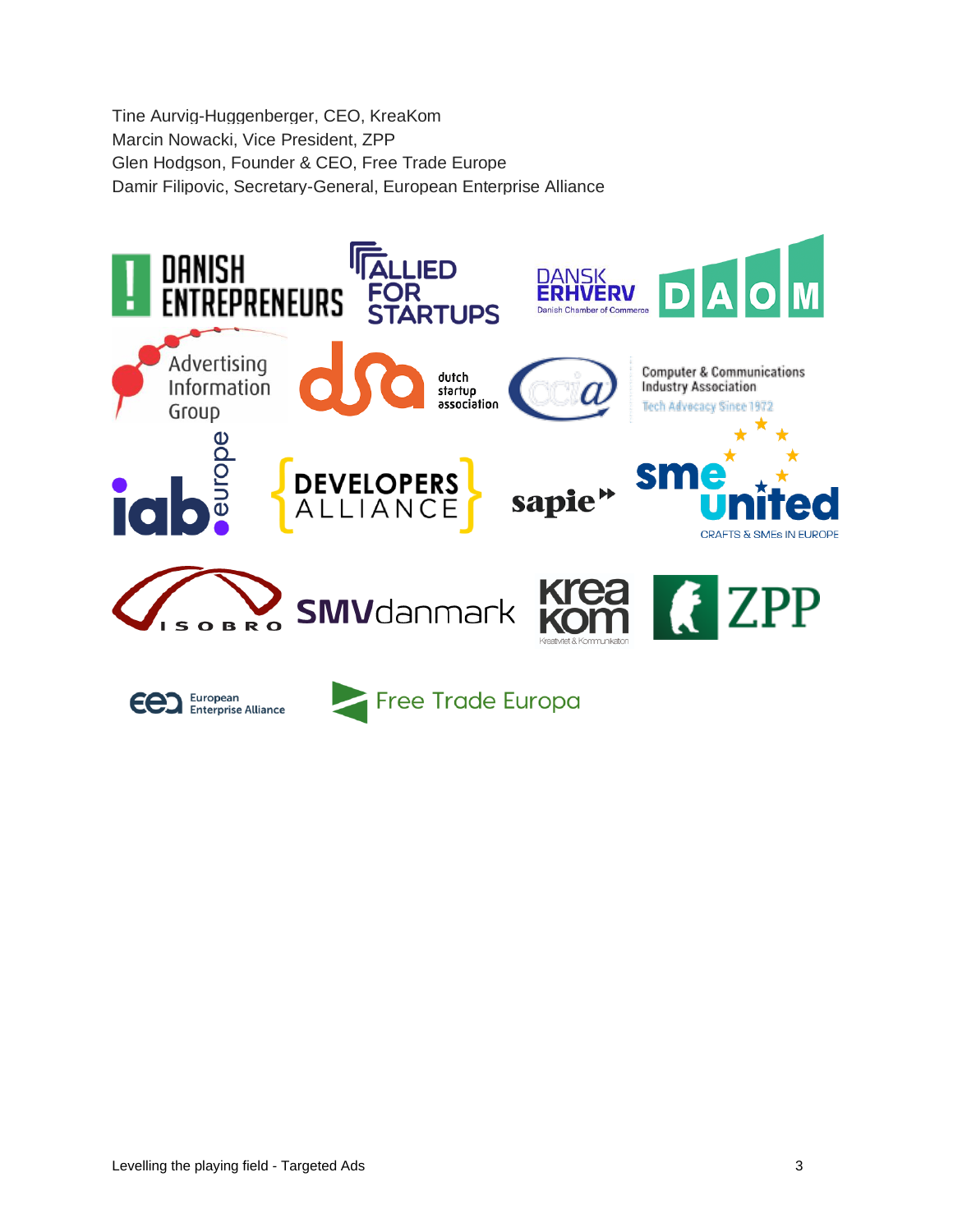Tine Aurvig-Huggenberger, CEO, KreaKom
Marcin Nowacki, Vice President, ZPP
Glen Hodgson, Founder & CEO, Free Trade Europe
Damir Filipovic, Secretary-General, European Enterprise Alliance